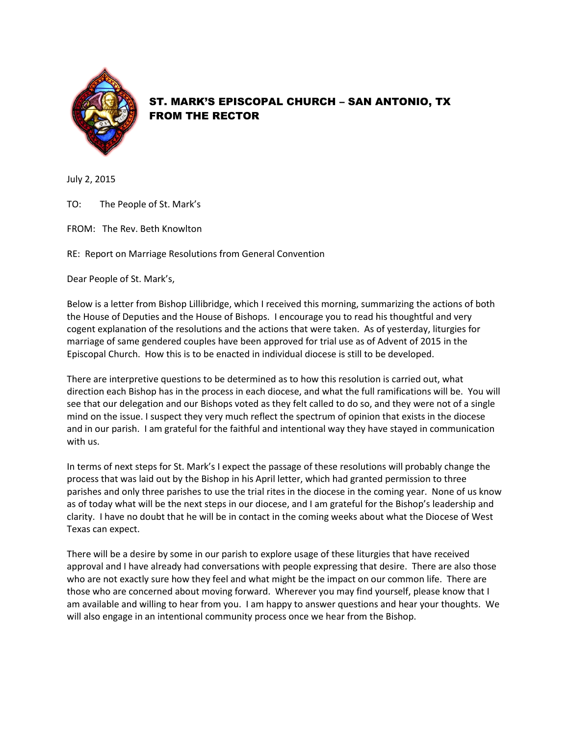# ST. MARK'S EPISCOPAL CHURCH – SAN ANTONIO, TX
## FROM THE RECTOR

July 2, 2015

TO: The People of St. Mark's

FROM: The Rev. Beth Knowlton

RE: Report on Marriage Resolutions from General Convention

Dear People of St. Mark's,

Below is a letter from Bishop Lillibridge, which I received this morning, summarizing the actions of both the House of Deputies and the House of Bishops. I encourage you to read his thoughtful and very cogent explanation of the resolutions and the actions that were taken. As of yesterday, liturgies for marriage of same gendered couples have been approved for trial use as of Advent of 2015 in the Episcopal Church. How this is to be enacted in individual diocese is still to be developed.

There are interpretive questions to be determined as to how this resolution is carried out, what direction each Bishop has in the process in each diocese, and what the full ramifications will be. You will see that our delegation and our Bishops voted as they felt called to do so, and they were not of a single mind on the issue. I suspect they very much reflect the spectrum of opinion that exists in the diocese and in our parish. I am grateful for the faithful and intentional way they have stayed in communication with us.

In terms of next steps for St. Mark's I expect the passage of these resolutions will probably change the process that was laid out by the Bishop in his April letter, which had granted permission to three parishes and only three parishes to use the trial rites in the diocese in the coming year. None of us know as of today what will be the next steps in our diocese, and I am grateful for the Bishop's leadership and clarity. I have no doubt that he will be in contact in the coming weeks about what the Diocese of West Texas can expect.

There will be a desire by some in our parish to explore usage of these liturgies that have received approval and I have already had conversations with people expressing that desire. There are also those who are not exactly sure how they feel and what might be the impact on our common life. There are those who are concerned about moving forward. Wherever you may find yourself, please know that I am available and willing to hear from you. I am happy to answer questions and hear your thoughts. We will also engage in an intentional community process once we hear from the Bishop.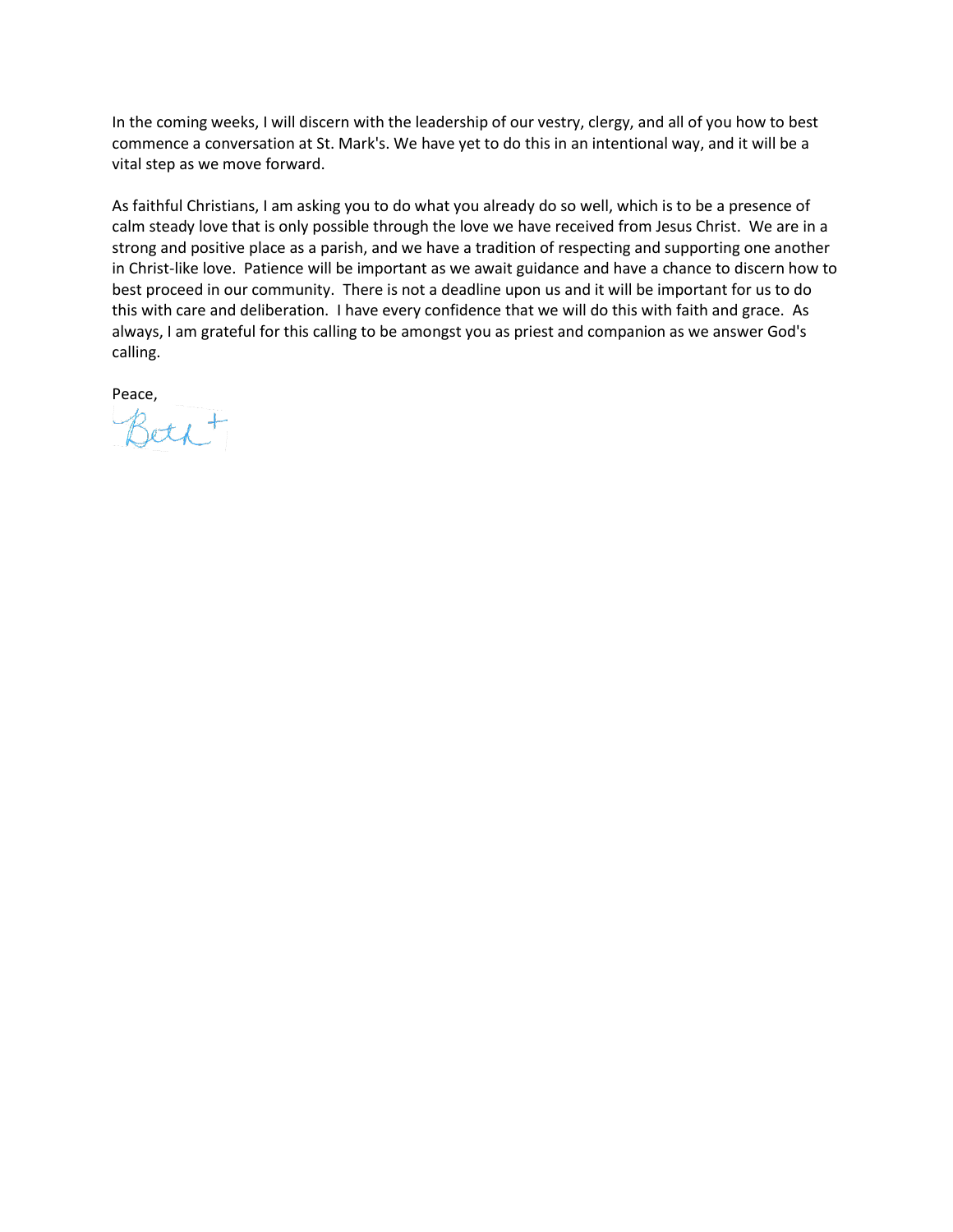In the coming weeks, I will discern with the leadership of our vestry, clergy, and all of you how to best commence a conversation at St. Mark's. We have yet to do this in an intentional way, and it will be a vital step as we move forward.

As faithful Christians, I am asking you to do what you already do so well, which is to be a presence of calm steady love that is only possible through the love we have received from Jesus Christ. We are in a strong and positive place as a parish, and we have a tradition of respecting and supporting one another in Christ-like love. Patience will be important as we await guidance and have a chance to discern how to best proceed in our community. There is not a deadline upon us and it will be important for us to do this with care and deliberation. I have every confidence that we will do this with faith and grace. As always, I am grateful for this calling to be amongst you as priest and companion as we answer God's calling.

Peace,

Beth+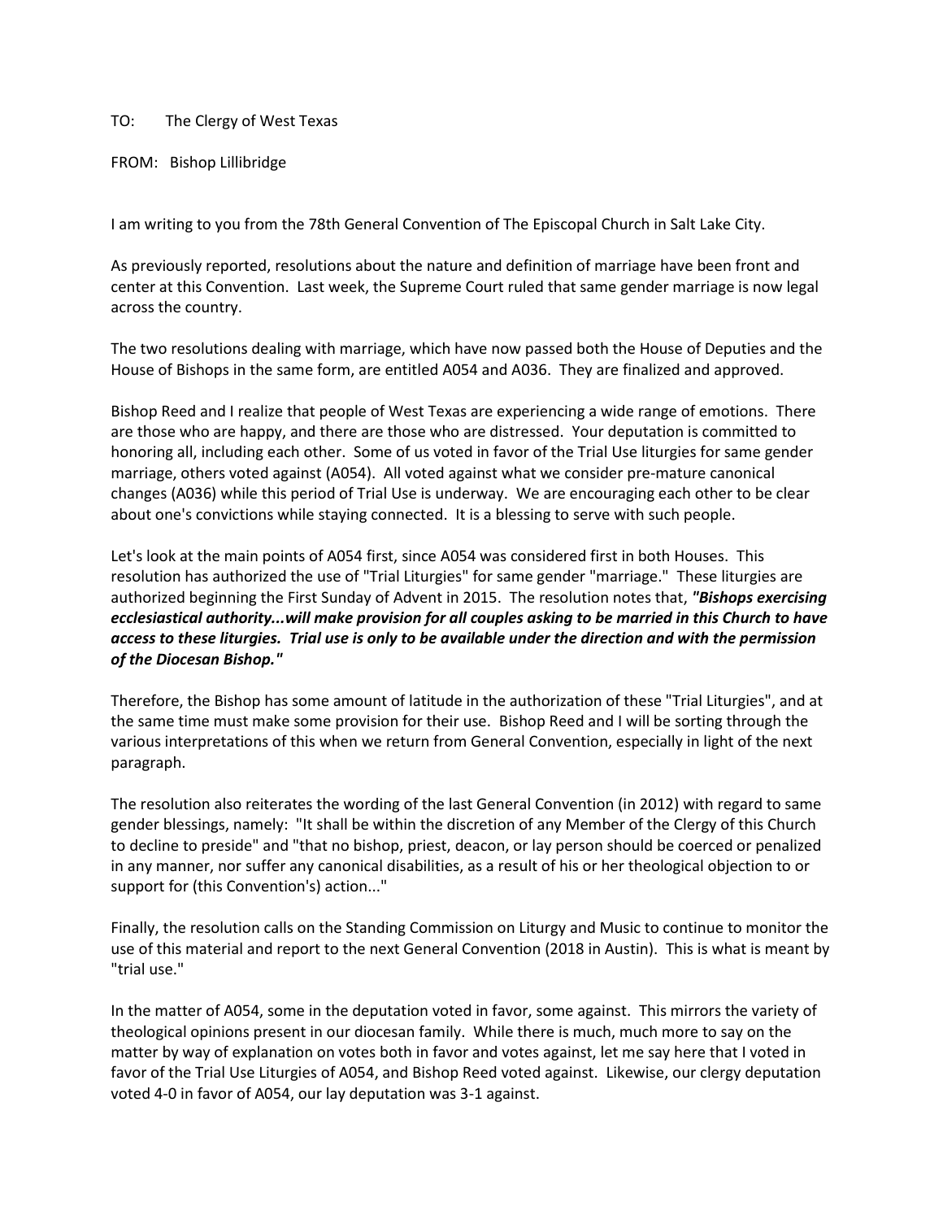TO: The Clergy of West Texas

FROM: Bishop Lillibridge

I am writing to you from the 78th General Convention of The Episcopal Church in Salt Lake City.

As previously reported, resolutions about the nature and definition of marriage have been front and center at this Convention. Last week, the Supreme Court ruled that same gender marriage is now legal across the country.

The two resolutions dealing with marriage, which have now passed both the House of Deputies and the House of Bishops in the same form, are entitled A054 and A036. They are finalized and approved.

Bishop Reed and I realize that people of West Texas are experiencing a wide range of emotions. There are those who are happy, and there are those who are distressed. Your deputation is committed to honoring all, including each other. Some of us voted in favor of the Trial Use liturgies for same gender marriage, others voted against (A054). All voted against what we consider pre-mature canonical changes (A036) while this period of Trial Use is underway. We are encouraging each other to be clear about one's convictions while staying connected. It is a blessing to serve with such people.

Let's look at the main points of A054 first, since A054 was considered first in both Houses. This resolution has authorized the use of "Trial Liturgies" for same gender "marriage." These liturgies are authorized beginning the First Sunday of Advent in 2015. The resolution notes that, ***"Bishops exercising ecclesiastical authority...will make provision for all couples asking to be married in this Church to have access to these liturgies. Trial use is only to be available under the direction and with the permission of the Diocesan Bishop."***

Therefore, the Bishop has some amount of latitude in the authorization of these "Trial Liturgies", and at the same time must make some provision for their use. Bishop Reed and I will be sorting through the various interpretations of this when we return from General Convention, especially in light of the next paragraph.

The resolution also reiterates the wording of the last General Convention (in 2012) with regard to same gender blessings, namely: "It shall be within the discretion of any Member of the Clergy of this Church to decline to preside" and "that no bishop, priest, deacon, or lay person should be coerced or penalized in any manner, nor suffer any canonical disabilities, as a result of his or her theological objection to or support for (this Convention's) action..."

Finally, the resolution calls on the Standing Commission on Liturgy and Music to continue to monitor the use of this material and report to the next General Convention (2018 in Austin). This is what is meant by "trial use."

In the matter of A054, some in the deputation voted in favor, some against. This mirrors the variety of theological opinions present in our diocesan family. While there is much, much more to say on the matter by way of explanation on votes both in favor and votes against, let me say here that I voted in favor of the Trial Use Liturgies of A054, and Bishop Reed voted against. Likewise, our clergy deputation voted 4-0 in favor of A054, our lay deputation was 3-1 against.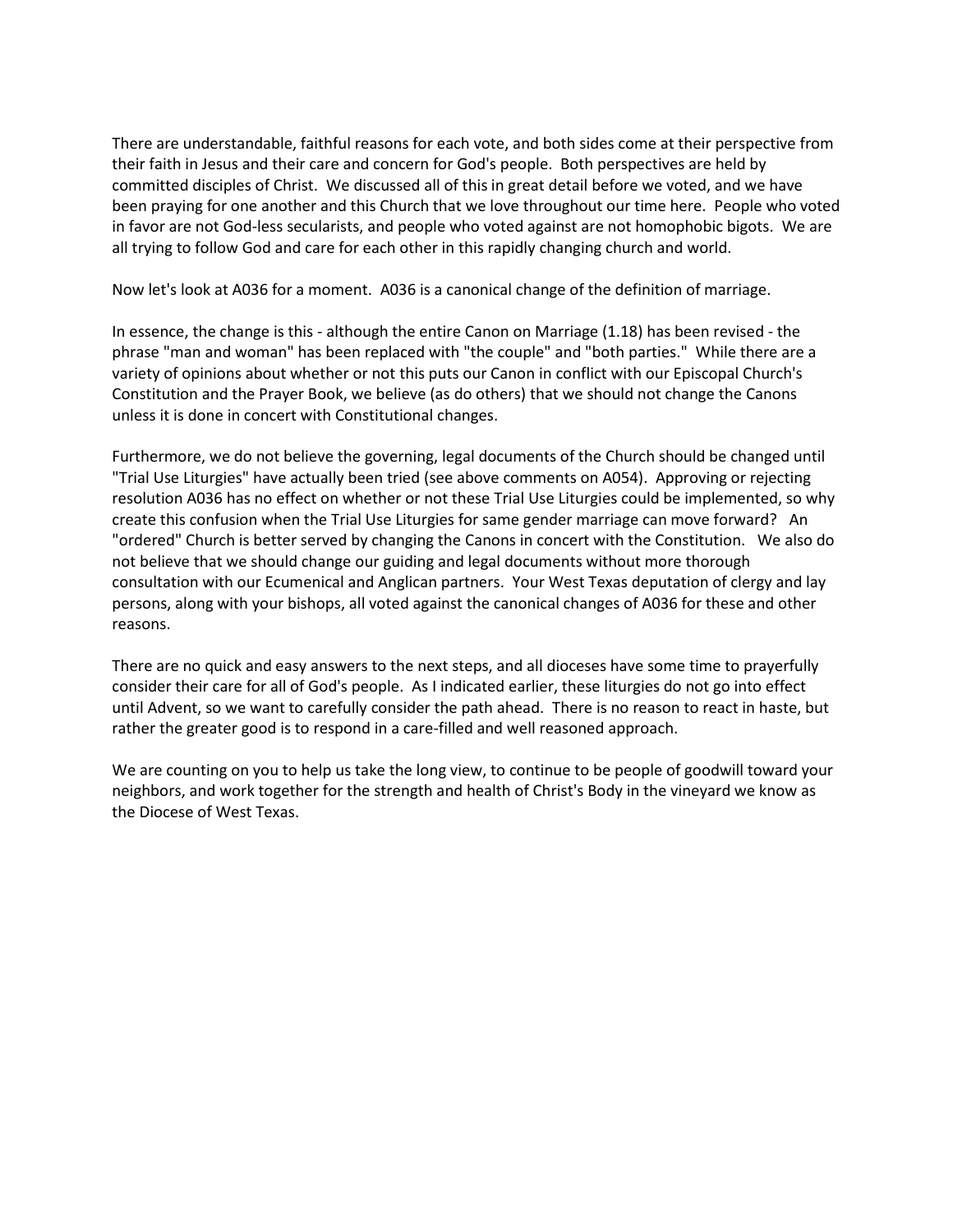There are understandable, faithful reasons for each vote, and both sides come at their perspective from their faith in Jesus and their care and concern for God's people. Both perspectives are held by committed disciples of Christ. We discussed all of this in great detail before we voted, and we have been praying for one another and this Church that we love throughout our time here. People who voted in favor are not God-less secularists, and people who voted against are not homophobic bigots. We are all trying to follow God and care for each other in this rapidly changing church and world.

Now let's look at A036 for a moment. A036 is a canonical change of the definition of marriage.

In essence, the change is this - although the entire Canon on Marriage (1.18) has been revised - the phrase "man and woman" has been replaced with "the couple" and "both parties." While there are a variety of opinions about whether or not this puts our Canon in conflict with our Episcopal Church's Constitution and the Prayer Book, we believe (as do others) that we should not change the Canons unless it is done in concert with Constitutional changes.

Furthermore, we do not believe the governing, legal documents of the Church should be changed until "Trial Use Liturgies" have actually been tried (see above comments on A054). Approving or rejecting resolution A036 has no effect on whether or not these Trial Use Liturgies could be implemented, so why create this confusion when the Trial Use Liturgies for same gender marriage can move forward? An "ordered" Church is better served by changing the Canons in concert with the Constitution. We also do not believe that we should change our guiding and legal documents without more thorough consultation with our Ecumenical and Anglican partners. Your West Texas deputation of clergy and lay persons, along with your bishops, all voted against the canonical changes of A036 for these and other reasons.

There are no quick and easy answers to the next steps, and all dioceses have some time to prayerfully consider their care for all of God's people. As I indicated earlier, these liturgies do not go into effect until Advent, so we want to carefully consider the path ahead. There is no reason to react in haste, but rather the greater good is to respond in a care-filled and well reasoned approach.

We are counting on you to help us take the long view, to continue to be people of goodwill toward your neighbors, and work together for the strength and health of Christ's Body in the vineyard we know as the Diocese of West Texas.